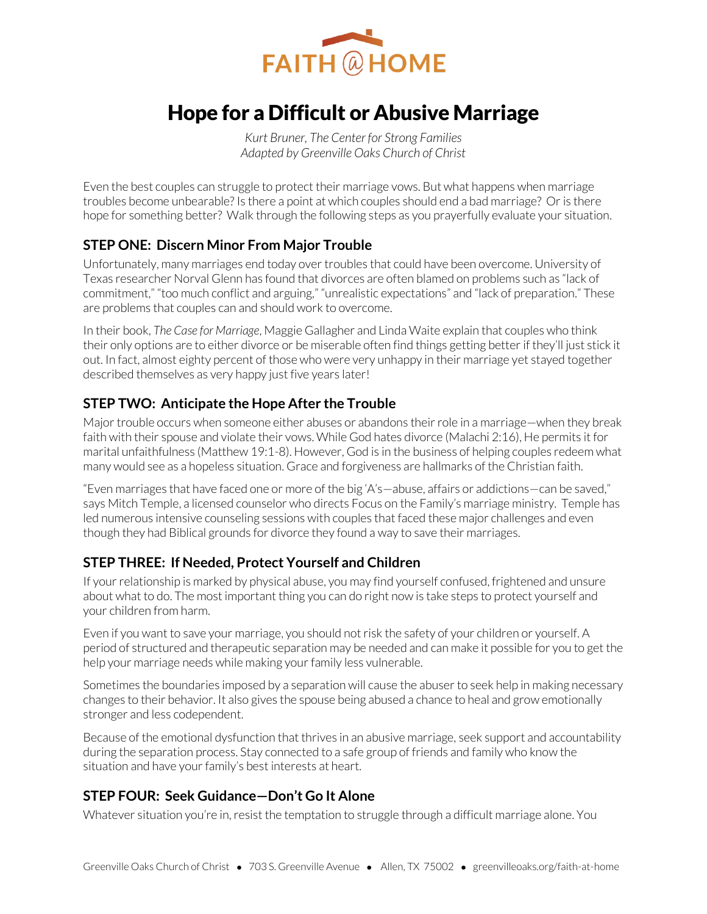FAITH @ HOME

# Hope for a Difficult or Abusive Marriage

*Kurt Bruner, The Center for Strong Families*
*Adapted by Greenville Oaks Church of Christ*

Even the best couples can struggle to protect their marriage vows. But what happens when marriage troubles become unbearable? Is there a point at which couples should end a bad marriage? Or is there hope for something better? Walk through the following steps as you prayerfully evaluate your situation.

## STEP ONE: Discern Minor From Major Trouble

Unfortunately, many marriages end today over troubles that could have been overcome. University of Texas researcher Norval Glenn has found that divorces are often blamed on problems such as "lack of commitment," "too much conflict and arguing," "unrealistic expectations" and "lack of preparation." These are problems that couples can and should work to overcome.

In their book, *The Case for Marriage*, Maggie Gallagher and Linda Waite explain that couples who think their only options are to either divorce or be miserable often find things getting better if they'll just stick it out. In fact, almost eighty percent of those who were very unhappy in their marriage yet stayed together described themselves as very happy just five years later!

## STEP TWO: Anticipate the Hope After the Trouble

Major trouble occurs when someone either abuses or abandons their role in a marriage—when they break faith with their spouse and violate their vows. While God hates divorce (Malachi 2:16), He permits it for marital unfaithfulness (Matthew 19:1-8). However, God is in the business of helping couples redeem what many would see as a hopeless situation. Grace and forgiveness are hallmarks of the Christian faith.

"Even marriages that have faced one or more of the big 'A's—abuse, affairs or addictions—can be saved," says Mitch Temple, a licensed counselor who directs Focus on the Family's marriage ministry. Temple has led numerous intensive counseling sessions with couples that faced these major challenges and even though they had Biblical grounds for divorce they found a way to save their marriages.

## STEP THREE: If Needed, Protect Yourself and Children

If your relationship is marked by physical abuse, you may find yourself confused, frightened and unsure about what to do. The most important thing you can do right now is take steps to protect yourself and your children from harm.

Even if you want to save your marriage, you should not risk the safety of your children or yourself. A period of structured and therapeutic separation may be needed and can make it possible for you to get the help your marriage needs while making your family less vulnerable.

Sometimes the boundaries imposed by a separation will cause the abuser to seek help in making necessary changes to their behavior. It also gives the spouse being abused a chance to heal and grow emotionally stronger and less codependent.

Because of the emotional dysfunction that thrives in an abusive marriage, seek support and accountability during the separation process. Stay connected to a safe group of friends and family who know the situation and have your family's best interests at heart.

## STEP FOUR: Seek Guidance—Don't Go It Alone

Whatever situation you're in, resist the temptation to struggle through a difficult marriage alone. You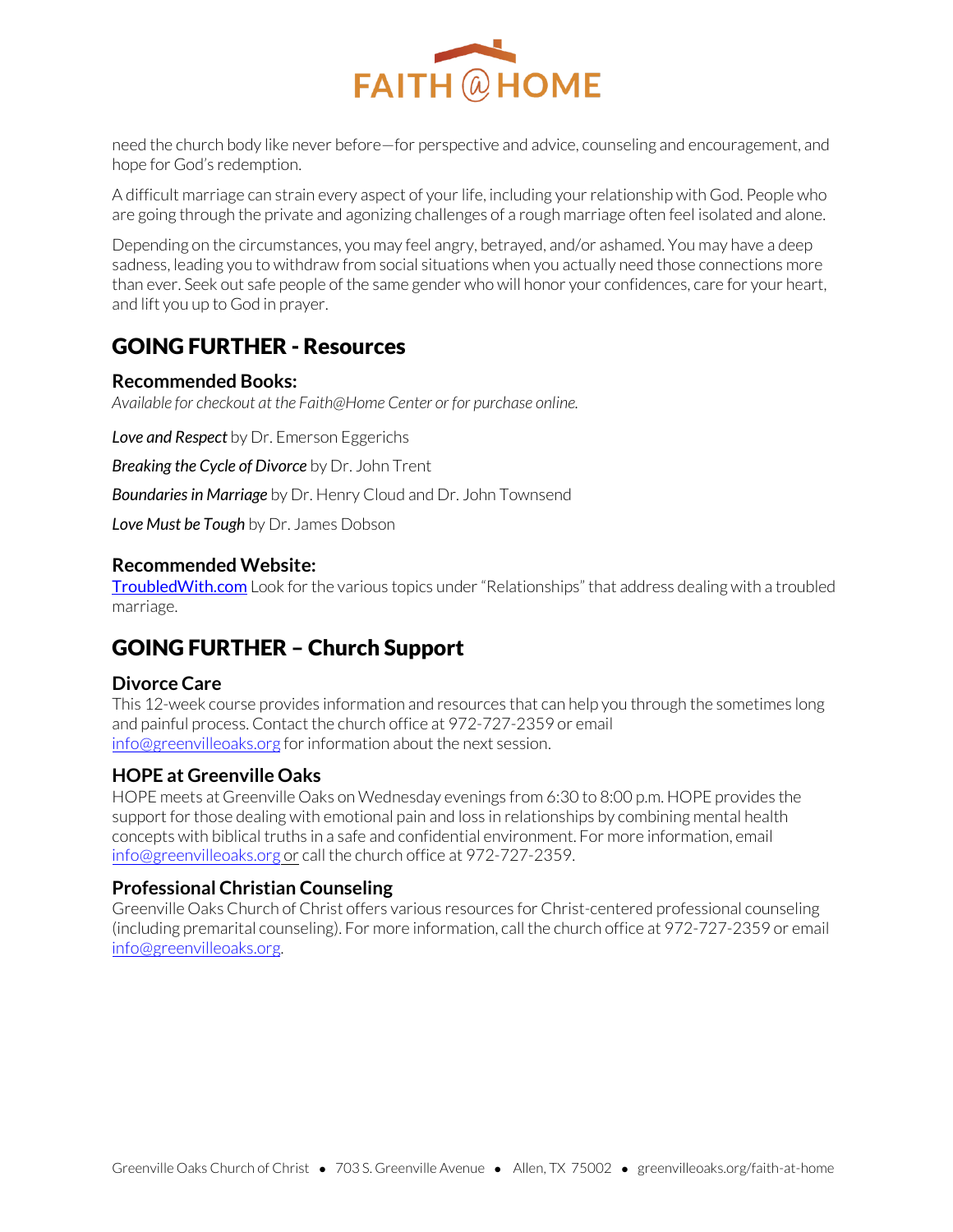need the church body like never before—for perspective and advice, counseling and encouragement, and hope for God's redemption.

A difficult marriage can strain every aspect of your life, including your relationship with God. People who are going through the private and agonizing challenges of a rough marriage often feel isolated and alone.

Depending on the circumstances, you may feel angry, betrayed, and/or ashamed. You may have a deep sadness, leading you to withdraw from social situations when you actually need those connections more than ever. Seek out safe people of the same gender who will honor your confidences, care for your heart, and lift you up to God in prayer.

## GOING FURTHER - Resources

### Recommended Books:

*Available for checkout at the Faith@Home Center or for purchase online.*

***Love and Respect*** by Dr. Emerson Eggerichs

***Breaking the Cycle of Divorce*** by Dr. John Trent

***Boundaries in Marriage*** by Dr. Henry Cloud and Dr. John Townsend

***Love Must be Tough*** by Dr. James Dobson

### Recommended Website:

TroubledWith.com Look for the various topics under "Relationships" that address dealing with a troubled marriage.

## GOING FURTHER – Church Support

### Divorce Care

This 12-week course provides information and resources that can help you through the sometimes long and painful process. Contact the church office at 972-727-2359 or email info@greenvilleoaks.org for information about the next session.

### HOPE at Greenville Oaks

HOPE meets at Greenville Oaks on Wednesday evenings from 6:30 to 8:00 p.m. HOPE provides the support for those dealing with emotional pain and loss in relationships by combining mental health concepts with biblical truths in a safe and confidential environment. For more information, email info@greenvilleoaks.org or call the church office at 972-727-2359.

### Professional Christian Counseling

Greenville Oaks Church of Christ offers various resources for Christ-centered professional counseling (including premarital counseling). For more information, call the church office at 972-727-2359 or email info@greenvilleoaks.org.